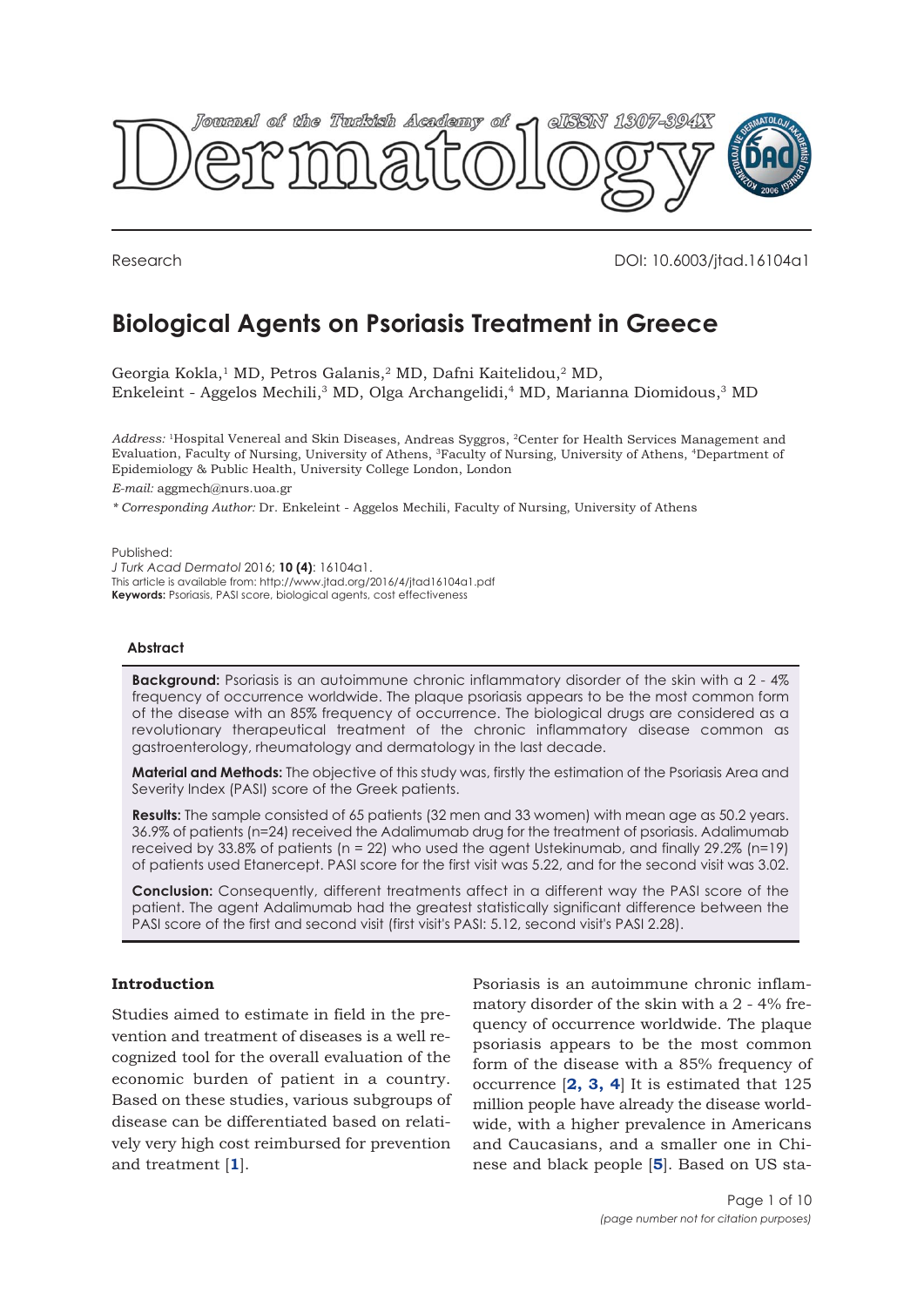Research

DOI: 10.6003/jtad.16104a1

# Biological Agents on Psoriasis Treatment in Greece

Georgia Kokla,[1] MD, Petros Galanis,[2] MD, Dafni Kaitelidou,[2] MD, Enkeleint - Aggelos Mechili,[3] MD, Olga Archangelidi,[4] MD, Marianna Diomidous,[3] MD

*Address:* [1]Hospital Venereal and Skin Diseases, Andreas Syggros, [2]Center for Health Services Management and Evaluation, Faculty of Nursing, University of Athens, [3]Faculty of Nursing, University of Athens, [4]Department of Epidemiology & Public Health, University College London, London

*E-mail:* aggmech@nurs.uoa.gr

*\* Corresponding Author:* Dr. Enkeleint - Aggelos Mechili, Faculty of Nursing, University of Athens

Published:
*J Turk Acad Dermatol* 2016; **10 (4)**: 16104a1.
This article is available from: http://www.jtad.org/2016/4/jtad16104a1.pdf
**Keywords:** Psoriasis, PASI score, biological agents, cost effectiveness

## Abstract

**Background:** Psoriasis is an autoimmune chronic inflammatory disorder of the skin with a 2 - 4% frequency of occurrence worldwide. The plaque psoriasis appears to be the most common form of the disease with an 85% frequency of occurrence. The biological drugs are considered as a revolutionary therapeutical treatment of the chronic inflammatory disease common as gastroenterology, rheumatology and dermatology in the last decade.

**Material and Methods:** The objective of this study was, firstly the estimation of the Psoriasis Area and Severity Index (PASI) score of the Greek patients.

**Results:** The sample consisted of 65 patients (32 men and 33 women) with mean age as 50.2 years. 36.9% of patients (n=24) received the Adalimumab drug for the treatment of psoriasis. Adalimumab received by 33.8% of patients (n = 22) who used the agent Ustekinumab, and finally 29.2% (n=19) of patients used Etanercept. PASI score for the first visit was 5.22, and for the second visit was 3.02.

**Conclusion:** Consequently, different treatments affect in a different way the PASI score of the patient. The agent Adalimumab had the greatest statistically significant difference between the PASI score of the first and second visit (first visit's PASI: 5.12, second visit's PASI 2.28).

## Introduction

Studies aimed to estimate in field in the prevention and treatment of diseases is a well recognized tool for the overall evaluation of the economic burden of patient in a country. Based on these studies, various subgroups of disease can be differentiated based on relatively very high cost reimbursed for prevention and treatment [1].

Psoriasis is an autoimmune chronic inflammatory disorder of the skin with a 2 - 4% frequency of occurrence worldwide. The plaque psoriasis appears to be the most common form of the disease with a 85% frequency of occurrence [2, 3, 4] It is estimated that 125 million people have already the disease worldwide, with a higher prevalence in Americans and Caucasians, and a smaller one in Chinese and black people [5]. Based on US sta-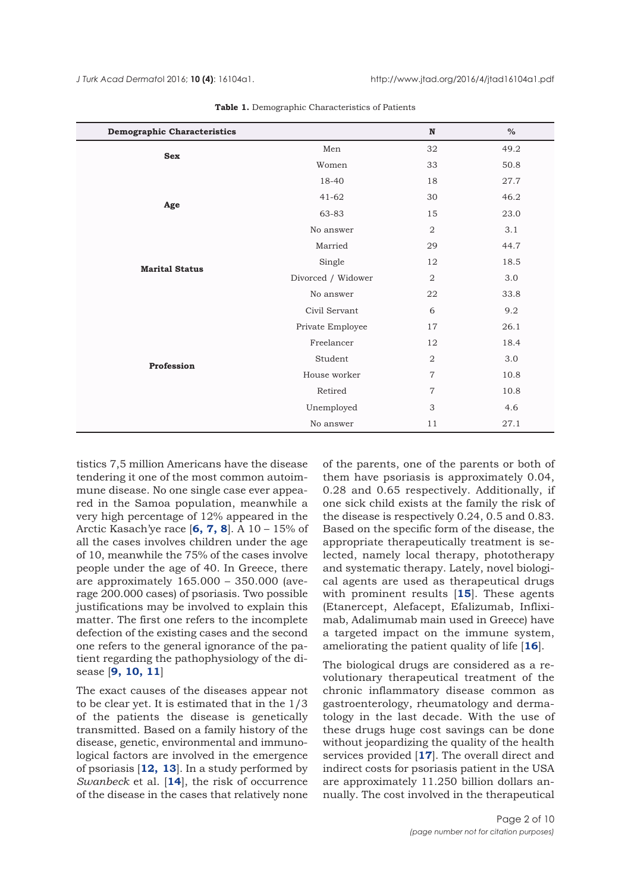**Table 1.** Demographic Characteristics of Patients

| Demographic Characteristics | | N | % |
|---|---|---|---|
| **Sex** | Men | 32 | 49.2 |
| | Women | 33 | 50.8 |
| **Age** | 18-40 | 18 | 27.7 |
| | 41-62 | 30 | 46.2 |
| | 63-83 | 15 | 23.0 |
| | No answer | 2 | 3.1 |
| **Marital Status** | Married | 29 | 44.7 |
| | Single | 12 | 18.5 |
| | Divorced / Widower | 2 | 3.0 |
| | No answer | 22 | 33.8 |
| **Profession** | Civil Servant | 6 | 9.2 |
| | Private Employee | 17 | 26.1 |
| | Freelancer | 12 | 18.4 |
| | Student | 2 | 3.0 |
| | House worker | 7 | 10.8 |
| | Retired | 7 | 10.8 |
| | Unemployed | 3 | 4.6 |
| | No answer | 11 | 27.1 |

tistics 7,5 million Americans have the disease tendering it one of the most common autoimmune disease. No one single case ever appeared in the Samoa population, meanwhile a very high percentage of 12% appeared in the Arctic Kasach'ye race [**6, 7, 8**]. A 10 – 15% of all the cases involves children under the age of 10, meanwhile the 75% of the cases involve people under the age of 40. In Greece, there are approximately 165.000 – 350.000 (average 200.000 cases) of psoriasis. Two possible justifications may be involved to explain this matter. The first one refers to the incomplete defection of the existing cases and the second one refers to the general ignorance of the patient regarding the pathophysiology of the disease [**9, 10, 11**]

The exact causes of the diseases appear not to be clear yet. It is estimated that in the 1/3 of the patients the disease is genetically transmitted. Based on a family history of the disease, genetic, environmental and immunological factors are involved in the emergence of psoriasis [**12, 13**]. In a study performed by *Swanbeck* et al. [**14**], the risk of occurrence of the disease in the cases that relatively none of the parents, one of the parents or both of them have psoriasis is approximately 0.04, 0.28 and 0.65 respectively. Additionally, if one sick child exists at the family the risk of the disease is respectively 0.24, 0.5 and 0.83. Based on the specific form of the disease, the appropriate therapeutically treatment is selected, namely local therapy, phototherapy and systematic therapy. Lately, novel biological agents are used as therapeutical drugs with prominent results [**15**]. These agents (Etanercept, Alefacept, Efalizumab, Infliximab, Adalimumab main used in Greece) have a targeted impact on the immune system, ameliorating the patient quality of life [**16**].

The biological drugs are considered as a revolutionary therapeutical treatment of the chronic inflammatory disease common as gastroenterology, rheumatology and dermatology in the last decade. With the use of these drugs huge cost savings can be done without jeopardizing the quality of the health services provided [**17**]. The overall direct and indirect costs for psoriasis patient in the USA are approximately 11.250 billion dollars annually. The cost involved in the therapeutical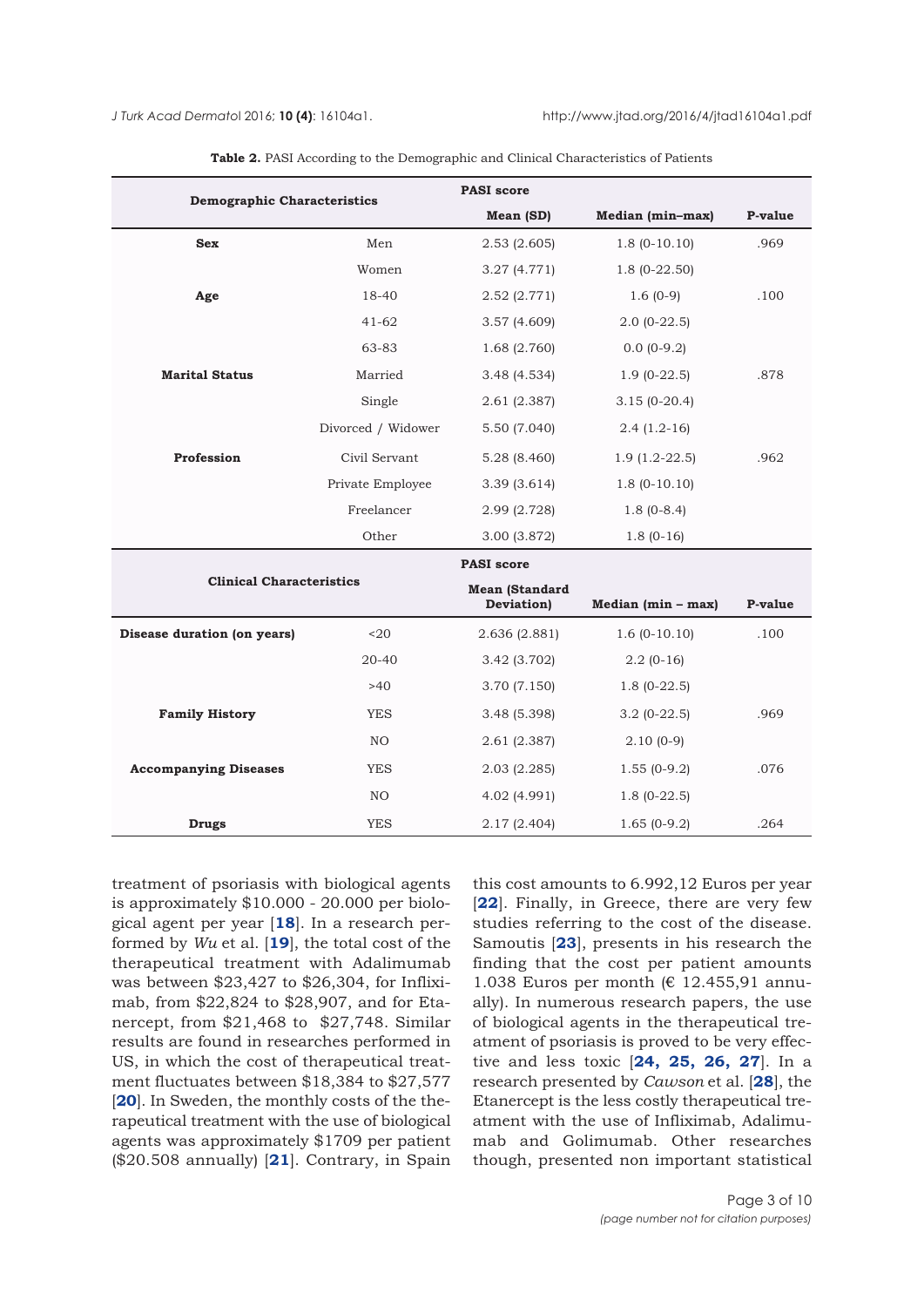**Table 2.** PASI According to the Demographic and Clinical Characteristics of Patients

| Demographic Characteristics | | PASI score | | |
|---|---|---|---|---|
| | | **Mean (SD)** | **Median (min–max)** | **P-value** |
| **Sex** | Men | 2.53 (2.605) | 1.8 (0-10.10) | .969 |
| | Women | 3.27 (4.771) | 1.8 (0-22.50) | |
| **Age** | 18-40 | 2.52 (2.771) | 1.6 (0-9) | .100 |
| | 41-62 | 3.57 (4.609) | 2.0 (0-22.5) | |
| | 63-83 | 1.68 (2.760) | 0.0 (0-9.2) | |
| **Marital Status** | Married | 3.48 (4.534) | 1.9 (0-22.5) | .878 |
| | Single | 2.61 (2.387) | 3.15 (0-20.4) | |
| | Divorced / Widower | 5.50 (7.040) | 2.4 (1.2-16) | |
| **Profession** | Civil Servant | 5.28 (8.460) | 1.9 (1.2-22.5) | .962 |
| | Private Employee | 3.39 (3.614) | 1.8 (0-10.10) | |
| | Freelancer | 2.99 (2.728) | 1.8 (0-8.4) | |
| | Other | 3.00 (3.872) | 1.8 (0-16) | |
| **Clinical Characteristics** | | **PASI score** | | |
| | | **Mean (Standard Deviation)** | **Median (min – max)** | **P-value** |
| **Disease duration (on years)** | <20 | 2.636 (2.881) | 1.6 (0-10.10) | .100 |
| | 20-40 | 3.42 (3.702) | 2.2 (0-16) | |
| | >40 | 3.70 (7.150) | 1.8 (0-22.5) | |
| **Family History** | YES | 3.48 (5.398) | 3.2 (0-22.5) | .969 |
| | NO | 2.61 (2.387) | 2.10 (0-9) | |
| **Accompanying Diseases** | YES | 2.03 (2.285) | 1.55 (0-9.2) | .076 |
| | NO | 4.02 (4.991) | 1.8 (0-22.5) | |
| **Drugs** | YES | 2.17 (2.404) | 1.65 (0-9.2) | .264 |

treatment of psoriasis with biological agents is approximately $10.000 - 20.000 per biological agent per year [18]. In a research performed by *Wu* et al. [19], the total cost of the therapeutical treatment with Adalimumab was between $23,427 to $26,304, for Infliximab, from $22,824 to $28,907, and for Etanercept, from $21,468 to $27,748. Similar results are found in researches performed in US, in which the cost of therapeutical treatment fluctuates between $18,384 to $27,577 [20]. In Sweden, the monthly costs of the therapeutical treatment with the use of biological agents was approximately $1709 per patient ($20.508 annually) [21]. Contrary, in Spain this cost amounts to 6.992,12 Euros per year [22]. Finally, in Greece, there are very few studies referring to the cost of the disease. Samoutis [23], presents in his research the finding that the cost per patient amounts 1.038 Euros per month (€ 12.455,91 annually). In numerous research papers, the use of biological agents in the therapeutical treatment of psoriasis is proved to be very effective and less toxic [24, 25, 26, 27]. In a research presented by *Cawson* et al. [28], the Etanercept is the less costly therapeutical treatment with the use of Infliximab, Adalimumab and Golimumab. Other researches though, presented non important statistical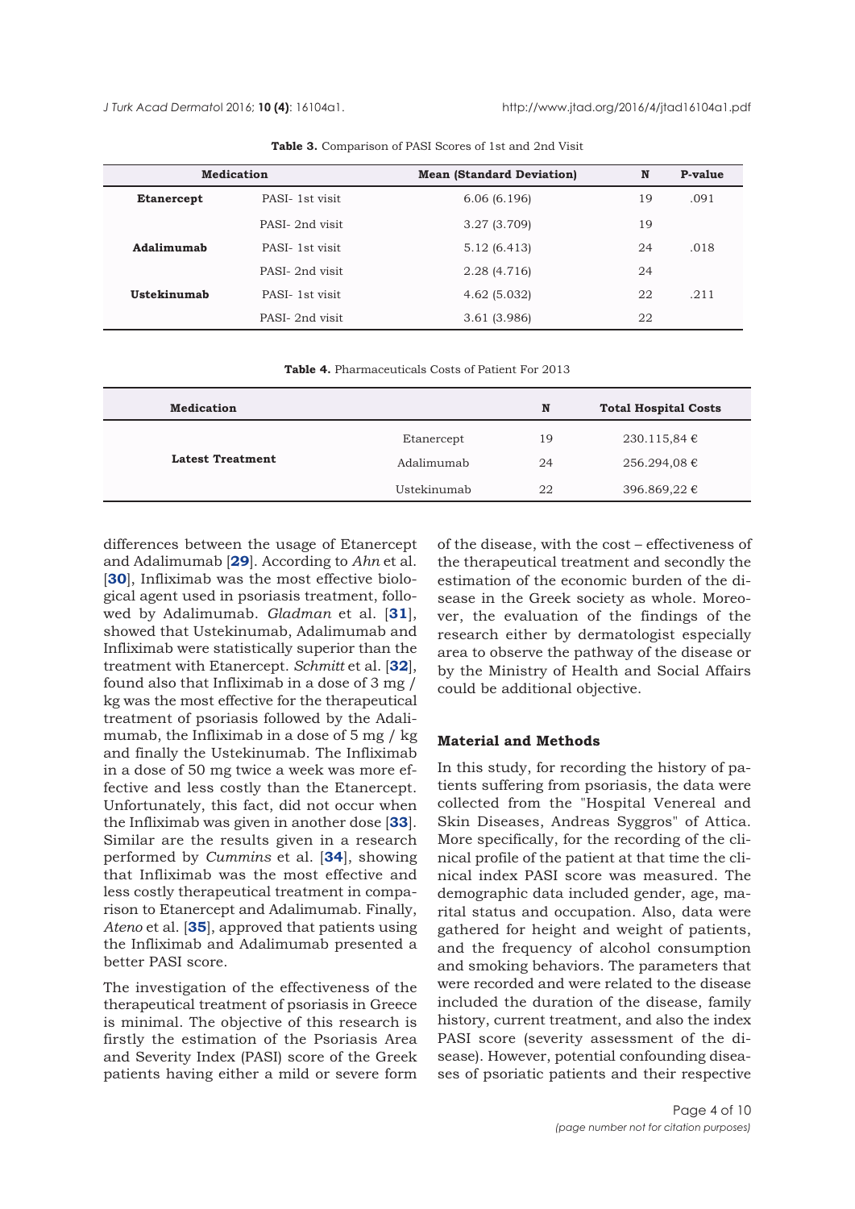**Table 3.** Comparison of PASI Scores of 1st and 2nd Visit

| Medication | | Mean (Standard Deviation) | N | P-value |
|---|---|---|---|---|
| **Etanercept** | PASI- 1st visit | 6.06 (6.196) | 19 | .091 |
| | PASI- 2nd visit | 3.27 (3.709) | 19 | |
| **Adalimumab** | PASI- 1st visit | 5.12 (6.413) | 24 | .018 |
| | PASI- 2nd visit | 2.28 (4.716) | 24 | |
| **Ustekinumab** | PASI- 1st visit | 4.62 (5.032) | 22 | .211 |
| | PASI- 2nd visit | 3.61 (3.986) | 22 | |

**Table 4.** Pharmaceuticals Costs of Patient For 2013

| Medication | | N | Total Hospital Costs |
|---|---|---|---|
| **Latest Treatment** | Etanercept | 19 | 230.115,84 € |
| | Adalimumab | 24 | 256.294,08 € |
| | Ustekinumab | 22 | 396.869,22 € |

differences between the usage of Etanercept and Adalimumab [29]. According to *Ahn* et al. [30], Infliximab was the most effective biological agent used in psoriasis treatment, followed by Adalimumab. *Gladman* et al. [31], showed that Ustekinumab, Adalimumab and Infliximab were statistically superior than the treatment with Etanercept. *Schmitt* et al. [32], found also that Infliximab in a dose of 3 mg / kg was the most effective for the therapeutical treatment of psoriasis followed by the Adalimumab, the Infliximab in a dose of 5 mg / kg and finally the Ustekinumab. The Infliximab in a dose of 50 mg twice a week was more effective and less costly than the Etanercept. Unfortunately, this fact, did not occur when the Infliximab was given in another dose [33]. Similar are the results given in a research performed by *Cummins* et al. [34], showing that Infliximab was the most effective and less costly therapeutical treatment in comparison to Etanercept and Adalimumab. Finally, *Ateno* et al. [35], approved that patients using the Infliximab and Adalimumab presented a better PASI score.

The investigation of the effectiveness of the therapeutical treatment of psoriasis in Greece is minimal. The objective of this research is firstly the estimation of the Psoriasis Area and Severity Index (PASI) score of the Greek patients having either a mild or severe form of the disease, with the cost – effectiveness of the therapeutical treatment and secondly the estimation of the economic burden of the disease in the Greek society as whole. Moreover, the evaluation of the findings of the research either by dermatologist especially area to observe the pathway of the disease or by the Ministry of Health and Social Affairs could be additional objective.

## Material and Methods

In this study, for recording the history of patients suffering from psoriasis, the data were collected from the "Hospital Venereal and Skin Diseases, Andreas Syggros" of Attica. More specifically, for the recording of the clinical profile of the patient at that time the clinical index PASI score was measured. The demographic data included gender, age, marital status and occupation. Also, data were gathered for height and weight of patients, and the frequency of alcohol consumption and smoking behaviors. The parameters that were recorded and were related to the disease included the duration of the disease, family history, current treatment, and also the index PASI score (severity assessment of the disease). However, potential confounding diseases of psoriatic patients and their respective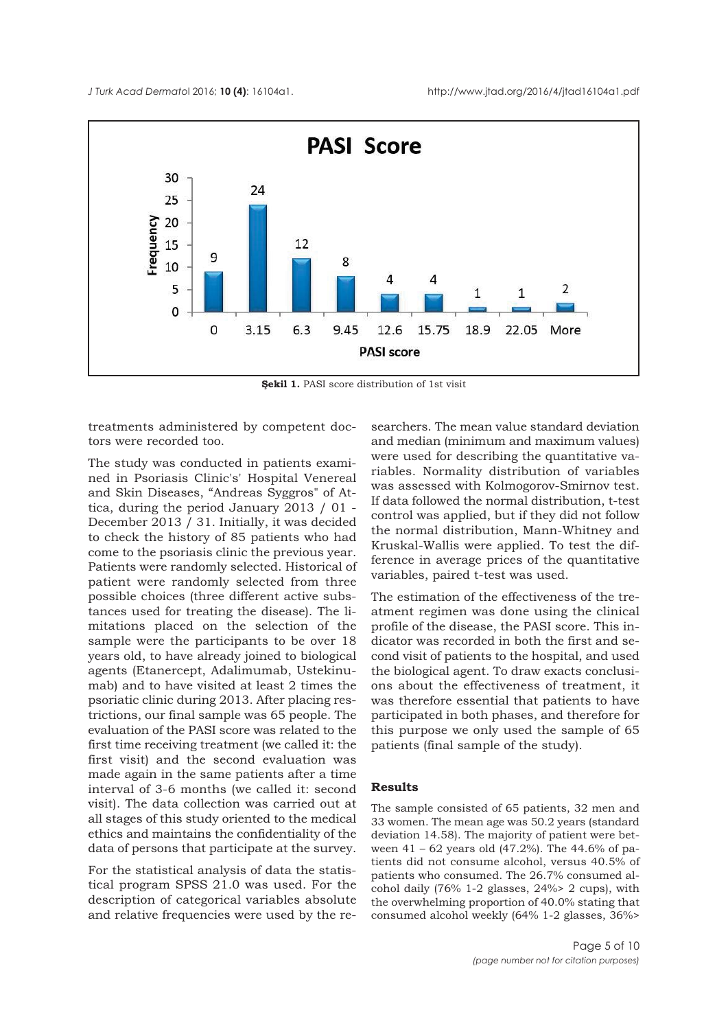Şekil 1. PASI score distribution of 1st visit

treatments administered by competent doctors were recorded too.

The study was conducted in patients examined in Psoriasis Clinic's' Hospital Venereal and Skin Diseases, "Andreas Syggros" of Attica, during the period January 2013 / 01 - December 2013 / 31. Initially, it was decided to check the history of 85 patients who had come to the psoriasis clinic the previous year. Patients were randomly selected. Historical of patient were randomly selected from three possible choices (three different active substances used for treating the disease). The limitations placed on the selection of the sample were the participants to be over 18 years old, to have already joined to biological agents (Etanercept, Adalimumab, Ustekinumab) and to have visited at least 2 times the psoriatic clinic during 2013. After placing restrictions, our final sample was 65 people. The evaluation of the PASI score was related to the first time receiving treatment (we called it: the first visit) and the second evaluation was made again in the same patients after a time interval of 3-6 months (we called it: second visit). The data collection was carried out at all stages of this study oriented to the medical ethics and maintains the confidentiality of the data of persons that participate at the survey.

For the statistical analysis of data the statistical program SPSS 21.0 was used. For the description of categorical variables absolute and relative frequencies were used by the researchers. The mean value standard deviation and median (minimum and maximum values) were used for describing the quantitative variables. Normality distribution of variables was assessed with Kolmogorov-Smirnov test. If data followed the normal distribution, t-test control was applied, but if they did not follow the normal distribution, Mann-Whitney and Kruskal-Wallis were applied. To test the difference in average prices of the quantitative variables, paired t-test was used.

The estimation of the effectiveness of the treatment regimen was done using the clinical profile of the disease, the PASI score. This indicator was recorded in both the first and second visit of patients to the hospital, and used the biological agent. To draw exacts conclusions about the effectiveness of treatment, it was therefore essential that patients to have participated in both phases, and therefore for this purpose we only used the sample of 65 patients (final sample of the study).

## Results

The sample consisted of 65 patients, 32 men and 33 women. The mean age was 50.2 years (standard deviation 14.58). The majority of patient were between 41 – 62 years old (47.2%). The 44.6% of patients did not consume alcohol, versus 40.5% of patients who consumed. The 26.7% consumed alcohol daily (76% 1-2 glasses, 24%> 2 cups), with the overwhelming proportion of 40.0% stating that consumed alcohol weekly (64% 1-2 glasses, 36%>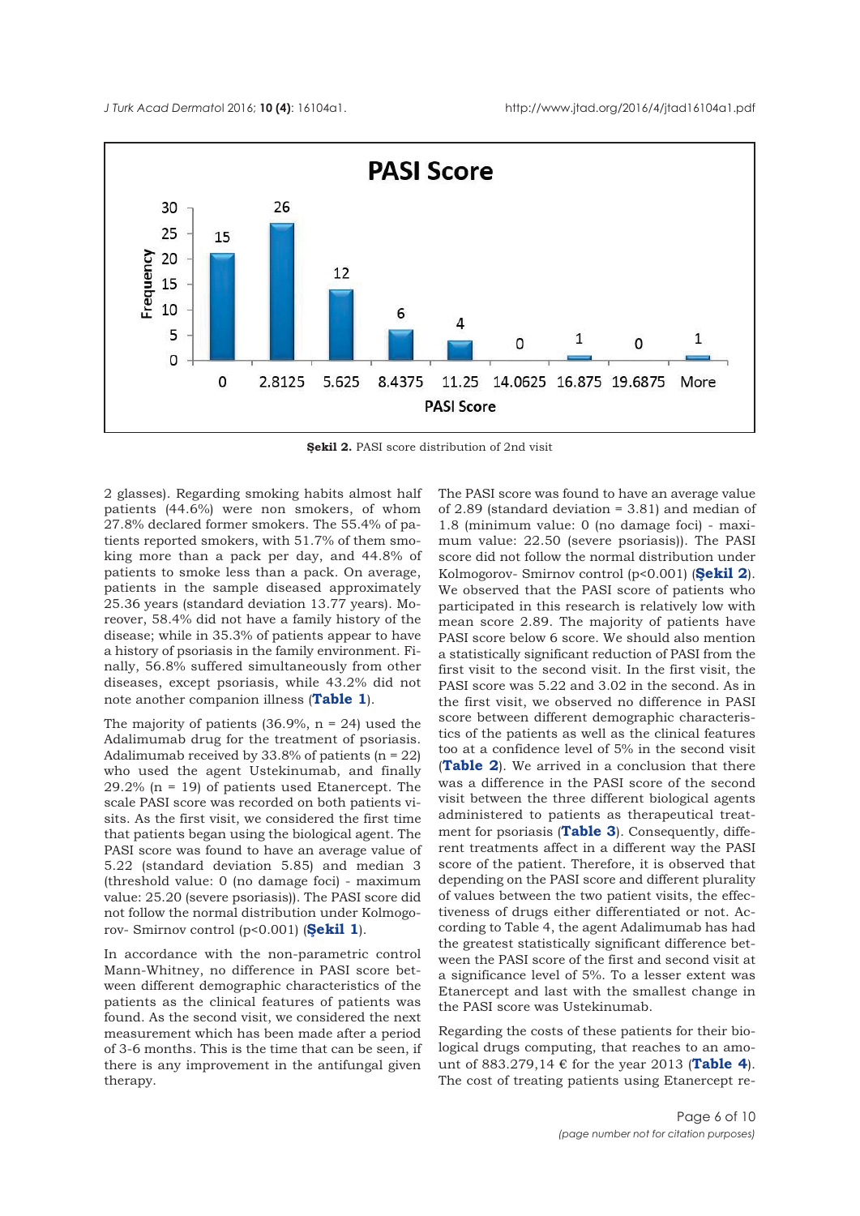**Şekil 2.** PASI score distribution of 2nd visit

2 glasses). Regarding smoking habits almost half patients (44.6%) were non smokers, of whom 27.8% declared former smokers. The 55.4% of patients reported smokers, with 51.7% of them smoking more than a pack per day, and 44.8% of patients to smoke less than a pack. On average, patients in the sample diseased approximately 25.36 years (standard deviation 13.77 years). Moreover, 58.4% did not have a family history of the disease; while in 35.3% of patients appear to have a history of psoriasis in the family environment. Finally, 56.8% suffered simultaneously from other diseases, except psoriasis, while 43.2% did not note another companion illness (**Table 1**).

The majority of patients (36.9%, n = 24) used the Adalimumab drug for the treatment of psoriasis. Adalimumab received by 33.8% of patients (n = 22) who used the agent Ustekinumab, and finally 29.2% (n = 19) of patients used Etanercept. The scale PASI score was recorded on both patients visits. As the first visit, we considered the first time that patients began using the biological agent. The PASI score was found to have an average value of 5.22 (standard deviation 5.85) and median 3 (threshold value: 0 (no damage foci) - maximum value: 25.20 (severe psoriasis)). The PASI score did not follow the normal distribution under Kolmogorov- Smirnov control (p<0.001) (**Şekil 1**).

In accordance with the non-parametric control Mann-Whitney, no difference in PASI score between different demographic characteristics of the patients as the clinical features of patients was found. As the second visit, we considered the next measurement which has been made after a period of 3-6 months. This is the time that can be seen, if there is any improvement in the antifungal given therapy.

The PASI score was found to have an average value of 2.89 (standard deviation = 3.81) and median of 1.8 (minimum value: 0 (no damage foci) - maximum value: 22.50 (severe psoriasis)). The PASI score did not follow the normal distribution under Kolmogorov- Smirnov control (p<0.001) (**Şekil 2**). We observed that the PASI score of patients who participated in this research is relatively low with mean score 2.89. The majority of patients have PASI score below 6 score. We should also mention a statistically significant reduction of PASI from the first visit to the second visit. In the first visit, the PASI score was 5.22 and 3.02 in the second. As in the first visit, we observed no difference in PASI score between different demographic characteristics of the patients as well as the clinical features too at a confidence level of 5% in the second visit (**Table 2**). We arrived in a conclusion that there was a difference in the PASI score of the second visit between the three different biological agents administered to patients as therapeutical treatment for psoriasis (**Table 3**). Consequently, different treatments affect in a different way the PASI score of the patient. Therefore, it is observed that depending on the PASI score and different plurality of values between the two patient visits, the effectiveness of drugs either differentiated or not. According to Table 4, the agent Adalimumab has had the greatest statistically significant difference between the PASI score of the first and second visit at a significance level of 5%. To a lesser extent was Etanercept and last with the smallest change in the PASI score was Ustekinumab.

Regarding the costs of these patients for their biological drugs computing, that reaches to an amount of 883.279,14 € for the year 2013 (**Table 4**). The cost of treating patients using Etanercept re-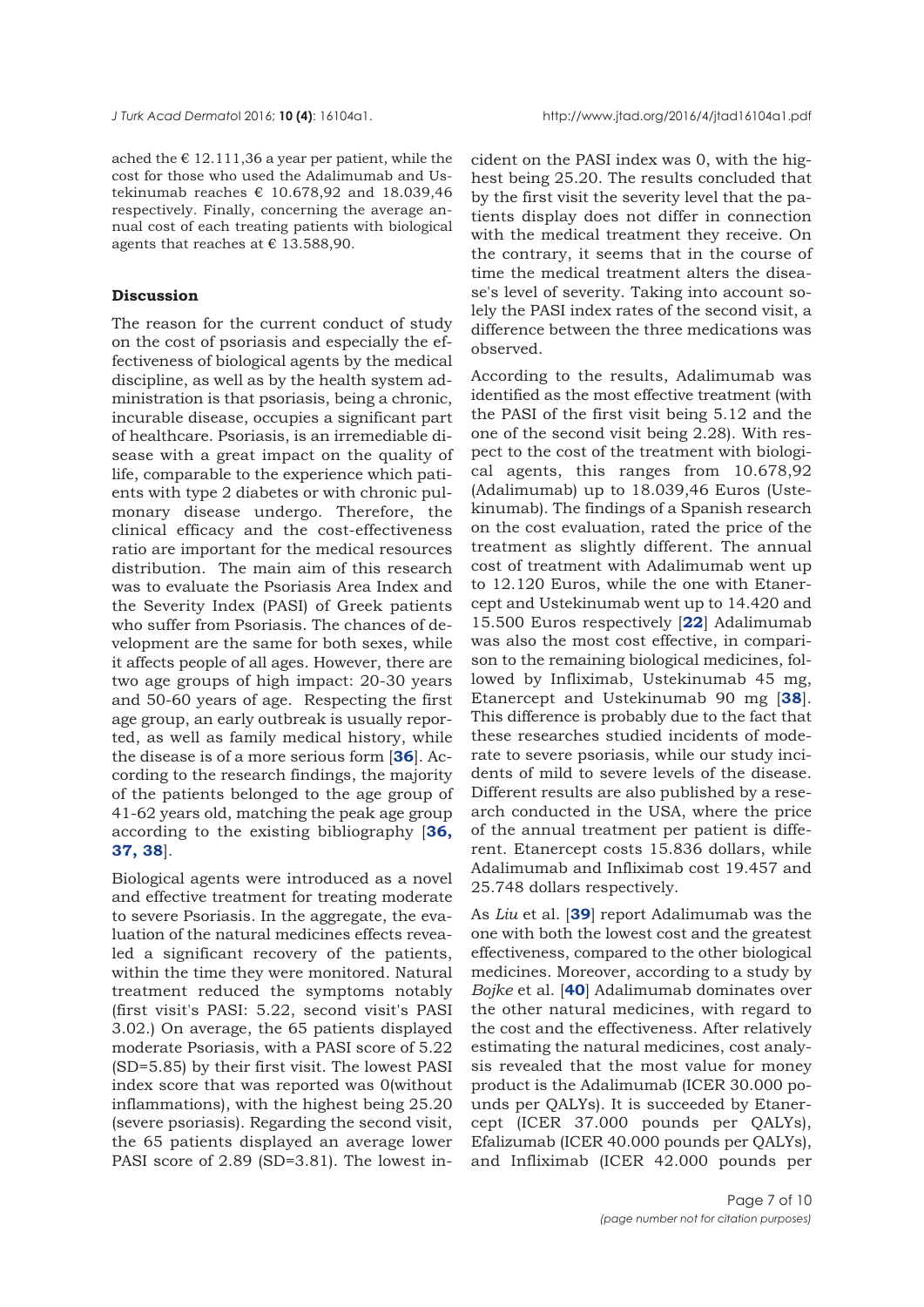ached the € 12.111,36 a year per patient, while the cost for those who used the Adalimumab and Ustekinumab reaches € 10.678,92 and 18.039,46 respectively. Finally, concerning the average annual cost of each treating patients with biological agents that reaches at € 13.588,90.

## Discussion

The reason for the current conduct of study on the cost of psoriasis and especially the effectiveness of biological agents by the medical discipline, as well as by the health system administration is that psoriasis, being a chronic, incurable disease, occupies a significant part of healthcare. Psoriasis, is an irremediable disease with a great impact on the quality of life, comparable to the experience which patients with type 2 diabetes or with chronic pulmonary disease undergo. Therefore, the clinical efficacy and the cost-effectiveness ratio are important for the medical resources distribution. The main aim of this research was to evaluate the Psoriasis Area Index and the Severity Index (PASI) of Greek patients who suffer from Psoriasis. The chances of development are the same for both sexes, while it affects people of all ages. However, there are two age groups of high impact: 20-30 years and 50-60 years of age. Respecting the first age group, an early outbreak is usually reported, as well as family medical history, while the disease is of a more serious form [**36**]. According to the research findings, the majority of the patients belonged to the age group of 41-62 years old, matching the peak age group according to the existing bibliography [**36, 37, 38**].

Biological agents were introduced as a novel and effective treatment for treating moderate to severe Psoriasis. In the aggregate, the evaluation of the natural medicines effects revealed a significant recovery of the patients, within the time they were monitored. Natural treatment reduced the symptoms notably (first visit's PASI: 5.22, second visit's PASI 3.02.) On average, the 65 patients displayed moderate Psoriasis, with a PASI score of 5.22 (SD=5.85) by their first visit. The lowest PASI index score that was reported was 0(without inflammations), with the highest being 25.20 (severe psoriasis). Regarding the second visit, the 65 patients displayed an average lower PASI score of 2.89 (SD=3.81). The lowest incident on the PASI index was 0, with the highest being 25.20. The results concluded that by the first visit the severity level that the patients display does not differ in connection with the medical treatment they receive. On the contrary, it seems that in the course of time the medical treatment alters the disease's level of severity. Taking into account solely the PASI index rates of the second visit, a difference between the three medications was observed.

According to the results, Adalimumab was identified as the most effective treatment (with the PASI of the first visit being 5.12 and the one of the second visit being 2.28). With respect to the cost of the treatment with biological agents, this ranges from 10.678,92 (Adalimumab) up to 18.039,46 Euros (Ustekinumab). The findings of a Spanish research on the cost evaluation, rated the price of the treatment as slightly different. The annual cost of treatment with Adalimumab went up to 12.120 Euros, while the one with Etanercept and Ustekinumab went up to 14.420 and 15.500 Euros respectively [**22**] Adalimumab was also the most cost effective, in comparison to the remaining biological medicines, followed by Infliximab, Ustekinumab 45 mg, Etanercept and Ustekinumab 90 mg [**38**]. This difference is probably due to the fact that these researches studied incidents of moderate to severe psoriasis, while our study incidents of mild to severe levels of the disease. Different results are also published by a research conducted in the USA, where the price of the annual treatment per patient is different. Etanercept costs 15.836 dollars, while Adalimumab and Infliximab cost 19.457 and 25.748 dollars respectively.

As *Liu* et al. [**39**] report Adalimumab was the one with both the lowest cost and the greatest effectiveness, compared to the other biological medicines. Moreover, according to a study by *Bojke* et al. [**40**] Adalimumab dominates over the other natural medicines, with regard to the cost and the effectiveness. After relatively estimating the natural medicines, cost analysis revealed that the most value for money product is the Adalimumab (ICER 30.000 pounds per QALYs). It is succeeded by Etanercept (ICER 37.000 pounds per QALYs), Efalizumab (ICER 40.000 pounds per QALYs), and Infliximab (ICER 42.000 pounds per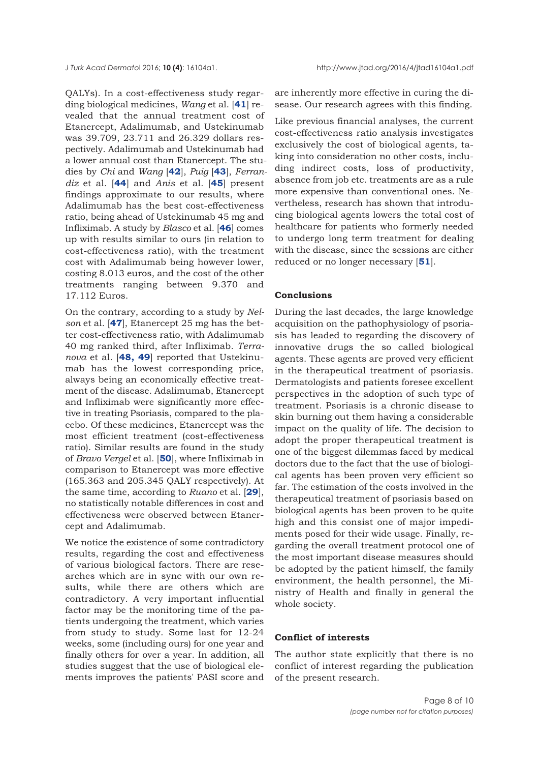QALYs). In a cost-effectiveness study regarding biological medicines, *Wang* et al. [**41**] revealed that the annual treatment cost of Etanercept, Adalimumab, and Ustekinumab was 39.709, 23.711 and 26.329 dollars respectively. Adalimumab and Ustekinumab had a lower annual cost than Etanercept. The studies by *Chi* and *Wang* [**42**], *Puig* [**43**], *Ferrandiz* et al. [**44**] and *Anis* et al. [**45**] present findings approximate to our results, where Adalimumab has the best cost-effectiveness ratio, being ahead of Ustekinumab 45 mg and Infliximab. A study by *Blasco* et al. [**46**] comes up with results similar to ours (in relation to cost-effectiveness ratio), with the treatment cost with Adalimumab being however lower, costing 8.013 euros, and the cost of the other treatments ranging between 9.370 and 17.112 Euros.

On the contrary, according to a study by *Nelson* et al. [**47**], Etanercept 25 mg has the better cost-effectiveness ratio, with Adalimumab 40 mg ranked third, after Infliximab. *Terranova* et al. [**48, 49**] reported that Ustekinumab has the lowest corresponding price, always being an economically effective treatment of the disease. Adalimumab, Etanercept and Infliximab were significantly more effective in treating Psoriasis, compared to the placebo. Of these medicines, Etanercept was the most efficient treatment (cost-effectiveness ratio). Similar results are found in the study of *Bravo Vergel* et al. [**50**], where Infliximab in comparison to Etanercept was more effective (165.363 and 205.345 QALY respectively). At the same time, according to *Ruano* et al. [**29**], no statistically notable differences in cost and effectiveness were observed between Etanercept and Adalimumab.

We notice the existence of some contradictory results, regarding the cost and effectiveness of various biological factors. There are researches which are in sync with our own results, while there are others which are contradictory. A very important influential factor may be the monitoring time of the patients undergoing the treatment, which varies from study to study. Some last for 12-24 weeks, some (including ours) for one year and finally others for over a year. In addition, all studies suggest that the use of biological elements improves the patients' PASI score and are inherently more effective in curing the disease. Our research agrees with this finding.

Like previous financial analyses, the current cost-effectiveness ratio analysis investigates exclusively the cost of biological agents, taking into consideration no other costs, including indirect costs, loss of productivity, absence from job etc. treatments are as a rule more expensive than conventional ones. Nevertheless, research has shown that introducing biological agents lowers the total cost of healthcare for patients who formerly needed to undergo long term treatment for dealing with the disease, since the sessions are either reduced or no longer necessary [**51**].

## Conclusions

During the last decades, the large knowledge acquisition on the pathophysiology of psoriasis has leaded to regarding the discovery of innovative drugs the so called biological agents. These agents are proved very efficient in the therapeutical treatment of psoriasis. Dermatologists and patients foresee excellent perspectives in the adoption of such type of treatment. Psoriasis is a chronic disease to skin burning out them having a considerable impact on the quality of life. The decision to adopt the proper therapeutical treatment is one of the biggest dilemmas faced by medical doctors due to the fact that the use of biological agents has been proven very efficient so far. The estimation of the costs involved in the therapeutical treatment of psoriasis based on biological agents has been proven to be quite high and this consist one of major impediments posed for their wide usage. Finally, regarding the overall treatment protocol one of the most important disease measures should be adopted by the patient himself, the family environment, the health personnel, the Ministry of Health and finally in general the whole society.

## Conflict of interests

The author state explicitly that there is no conflict of interest regarding the publication of the present research.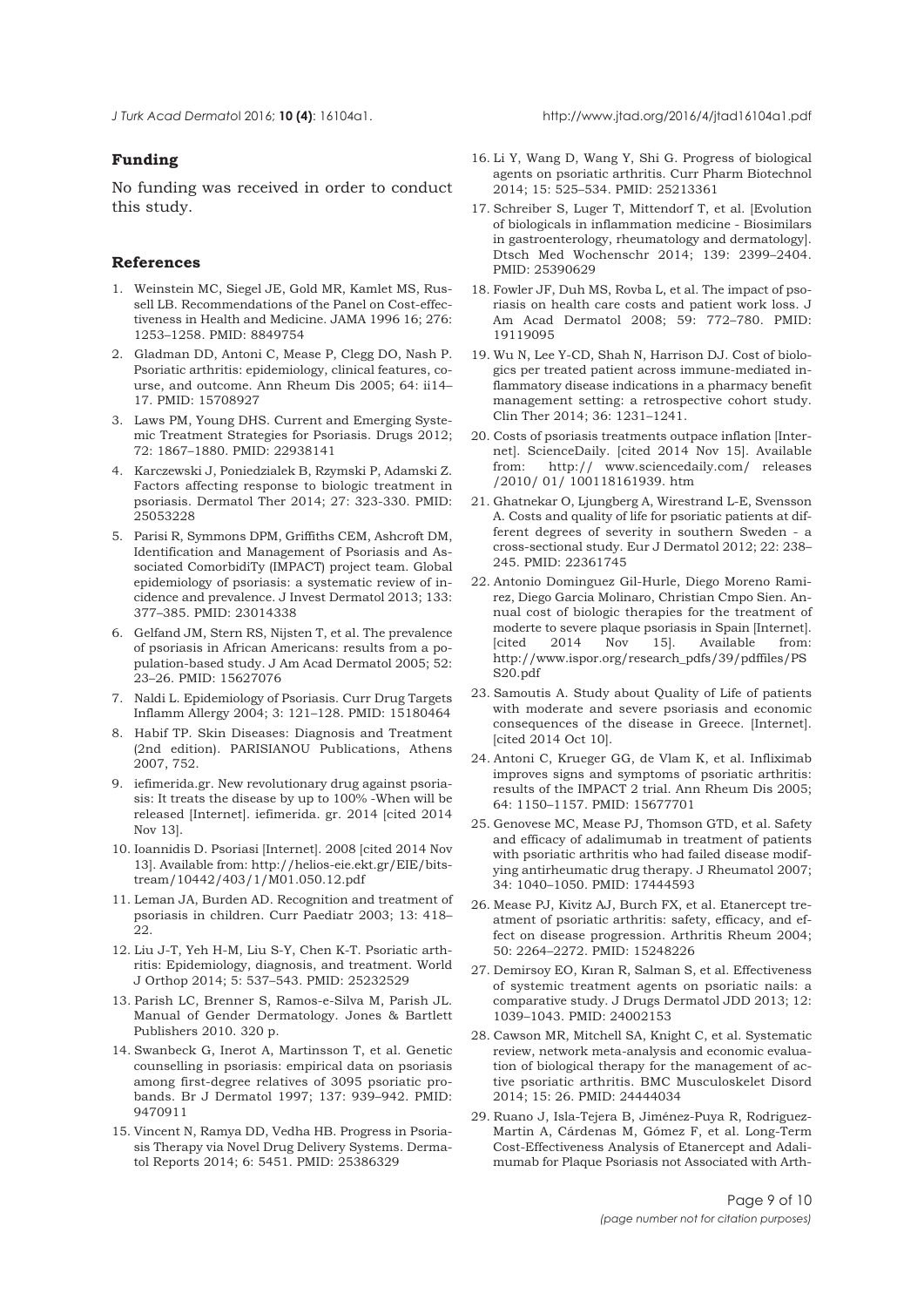## Funding

No funding was received in order to conduct this study.

## References

1. Weinstein MC, Siegel JE, Gold MR, Kamlet MS, Russell LB. Recommendations of the Panel on Cost-effectiveness in Health and Medicine. JAMA 1996 16; 276: 1253–1258. PMID: 8849754
2. Gladman DD, Antoni C, Mease P, Clegg DO, Nash P. Psoriatic arthritis: epidemiology, clinical features, course, and outcome. Ann Rheum Dis 2005; 64: ii14–17. PMID: 15708927
3. Laws PM, Young DHS. Current and Emerging Systemic Treatment Strategies for Psoriasis. Drugs 2012; 72: 1867–1880. PMID: 22938141
4. Karczewski J, Poniedzialek B, Rzymski P, Adamski Z. Factors affecting response to biologic treatment in psoriasis. Dermatol Ther 2014; 27: 323-330. PMID: 25053228
5. Parisi R, Symmons DPM, Griffiths CEM, Ashcroft DM, Identification and Management of Psoriasis and Associated ComorbidiTy (IMPACT) project team. Global epidemiology of psoriasis: a systematic review of incidence and prevalence. J Invest Dermatol 2013; 133: 377–385. PMID: 23014338
6. Gelfand JM, Stern RS, Nijsten T, et al. The prevalence of psoriasis in African Americans: results from a population-based study. J Am Acad Dermatol 2005; 52: 23–26. PMID: 15627076
7. Naldi L. Epidemiology of Psoriasis. Curr Drug Targets Inflamm Allergy 2004; 3: 121–128. PMID: 15180464
8. Habif TP. Skin Diseases: Diagnosis and Treatment (2nd edition). PARISIANOU Publications, Athens 2007, 752.
9. iefimerida.gr. New revolutionary drug against psoriasis: It treats the disease by up to 100% -When will be released [Internet]. iefimerida. gr. 2014 [cited 2014 Nov 13].
10. Ioannidis D. Psoriasi [Internet]. 2008 [cited 2014 Nov 13]. Available from: http://helios-eie.ekt.gr/EIE/bitstream/10442/403/1/M01.050.12.pdf
11. Leman JA, Burden AD. Recognition and treatment of psoriasis in children. Curr Paediatr 2003; 13: 418–22.
12. Liu J-T, Yeh H-M, Liu S-Y, Chen K-T. Psoriatic arthritis: Epidemiology, diagnosis, and treatment. World J Orthop 2014; 5: 537–543. PMID: 25232529
13. Parish LC, Brenner S, Ramos-e-Silva M, Parish JL. Manual of Gender Dermatology. Jones & Bartlett Publishers 2010. 320 p.
14. Swanbeck G, Inerot A, Martinsson T, et al. Genetic counselling in psoriasis: empirical data on psoriasis among first-degree relatives of 3095 psoriatic probands. Br J Dermatol 1997; 137: 939–942. PMID: 9470911
15. Vincent N, Ramya DD, Vedha HB. Progress in Psoriasis Therapy via Novel Drug Delivery Systems. Dermatol Reports 2014; 6: 5451. PMID: 25386329
16. Li Y, Wang D, Wang Y, Shi G. Progress of biological agents on psoriatic arthritis. Curr Pharm Biotechnol 2014; 15: 525–534. PMID: 25213361
17. Schreiber S, Luger T, Mittendorf T, et al. [Evolution of biologicals in inflammation medicine - Biosimilars in gastroenterology, rheumatology and dermatology]. Dtsch Med Wochenschr 2014; 139: 2399–2404. PMID: 25390629
18. Fowler JF, Duh MS, Rovba L, et al. The impact of psoriasis on health care costs and patient work loss. J Am Acad Dermatol 2008; 59: 772–780. PMID: 19119095
19. Wu N, Lee Y-CD, Shah N, Harrison DJ. Cost of biologics per treated patient across immune-mediated inflammatory disease indications in a pharmacy benefit management setting: a retrospective cohort study. Clin Ther 2014; 36: 1231–1241.
20. Costs of psoriasis treatments outpace inflation [Internet]. ScienceDaily. [cited 2014 Nov 15]. Available from: http:// www.sciencedaily.com/ releases /2010/ 01/ 100118161939. htm
21. Ghatnekar O, Ljungberg A, Wirestrand L-E, Svensson A. Costs and quality of life for psoriatic patients at different degrees of severity in southern Sweden - a cross-sectional study. Eur J Dermatol 2012; 22: 238–245. PMID: 22361745
22. Antonio Dominguez Gil-Hurle, Diego Moreno Ramirez, Diego Garcia Molinaro, Christian Cmpo Sien. Annual cost of biologic therapies for the treatment of moderte to severe plaque psoriasis in Spain [Internet]. [cited 2014 Nov 15]. Available from: http://www.ispor.org/research_pdfs/39/pdffiles/PSS20.pdf
23. Samoutis A. Study about Quality of Life of patients with moderate and severe psoriasis and economic consequences of the disease in Greece. [Internet]. [cited 2014 Oct 10].
24. Antoni C, Krueger GG, de Vlam K, et al. Infliximab improves signs and symptoms of psoriatic arthritis: results of the IMPACT 2 trial. Ann Rheum Dis 2005; 64: 1150–1157. PMID: 15677701
25. Genovese MC, Mease PJ, Thomson GTD, et al. Safety and efficacy of adalimumab in treatment of patients with psoriatic arthritis who had failed disease modifying antirheumatic drug therapy. J Rheumatol 2007; 34: 1040–1050. PMID: 17444593
26. Mease PJ, Kivitz AJ, Burch FX, et al. Etanercept treatment of psoriatic arthritis: safety, efficacy, and effect on disease progression. Arthritis Rheum 2004; 50: 2264–2272. PMID: 15248226
27. Demirsoy EO, Kıran R, Salman S, et al. Effectiveness of systemic treatment agents on psoriatic nails: a comparative study. J Drugs Dermatol JDD 2013; 12: 1039–1043. PMID: 24002153
28. Cawson MR, Mitchell SA, Knight C, et al. Systematic review, network meta-analysis and economic evaluation of biological therapy for the management of active psoriatic arthritis. BMC Musculoskelet Disord 2014; 15: 26. PMID: 24444034
29. Ruano J, Isla-Tejera B, Jiménez-Puya R, Rodriguez-Martin A, Cárdenas M, Gómez F, et al. Long-Term Cost-Effectiveness Analysis of Etanercept and Adalimumab for Plaque Psoriasis not Associated with Arth-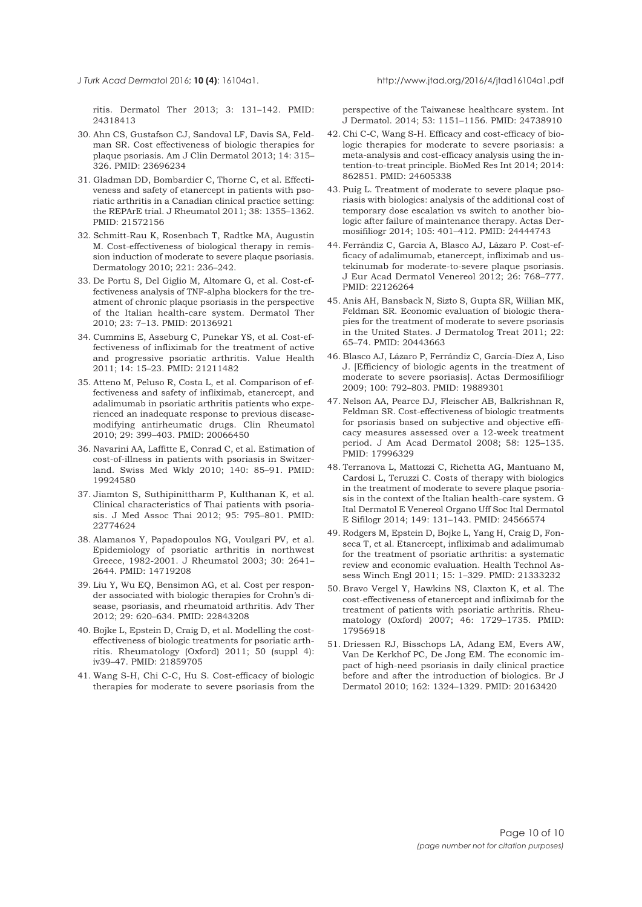ritis. Dermatol Ther 2013; 3: 131–142. PMID: 24318413

30. Ahn CS, Gustafson CJ, Sandoval LF, Davis SA, Feldman SR. Cost effectiveness of biologic therapies for plaque psoriasis. Am J Clin Dermatol 2013; 14: 315–326. PMID: 23696234
31. Gladman DD, Bombardier C, Thorne C, et al. Effectiveness and safety of etanercept in patients with psoriatic arthritis in a Canadian clinical practice setting: the REPArE trial. J Rheumatol 2011; 38: 1355–1362. PMID: 21572156
32. Schmitt-Rau K, Rosenbach T, Radtke MA, Augustin M. Cost-effectiveness of biological therapy in remission induction of moderate to severe plaque psoriasis. Dermatology 2010; 221: 236–242.
33. De Portu S, Del Giglio M, Altomare G, et al. Cost-effectiveness analysis of TNF-alpha blockers for the treatment of chronic plaque psoriasis in the perspective of the Italian health-care system. Dermatol Ther 2010; 23: 7–13. PMID: 20136921
34. Cummins E, Asseburg C, Punekar YS, et al. Cost-effectiveness of infliximab for the treatment of active and progressive psoriatic arthritis. Value Health 2011; 14: 15–23. PMID: 21211482
35. Atteno M, Peluso R, Costa L, et al. Comparison of effectiveness and safety of infliximab, etanercept, and adalimumab in psoriatic arthritis patients who experienced an inadequate response to previous disease-modifying antirheumatic drugs. Clin Rheumatol 2010; 29: 399–403. PMID: 20066450
36. Navarini AA, Laffitte E, Conrad C, et al. Estimation of cost-of-illness in patients with psoriasis in Switzerland. Swiss Med Wkly 2010; 140: 85–91. PMID: 19924580
37. Jiamton S, Suthipinittharm P, Kulthanan K, et al. Clinical characteristics of Thai patients with psoriasis. J Med Assoc Thai 2012; 95: 795–801. PMID: 22774624
38. Alamanos Y, Papadopoulos NG, Voulgari PV, et al. Epidemiology of psoriatic arthritis in northwest Greece, 1982-2001. J Rheumatol 2003; 30: 2641–2644. PMID: 14719208
39. Liu Y, Wu EQ, Bensimon AG, et al. Cost per responder associated with biologic therapies for Crohn's disease, psoriasis, and rheumatoid arthritis. Adv Ther 2012; 29: 620–634. PMID: 22843208
40. Bojke L, Epstein D, Craig D, et al. Modelling the cost-effectiveness of biologic treatments for psoriatic arthritis. Rheumatology (Oxford) 2011; 50 (suppl 4): iv39–47. PMID: 21859705
41. Wang S-H, Chi C-C, Hu S. Cost-efficacy of biologic therapies for moderate to severe psoriasis from the perspective of the Taiwanese healthcare system. Int J Dermatol. 2014; 53: 1151–1156. PMID: 24738910
42. Chi C-C, Wang S-H. Efficacy and cost-efficacy of biologic therapies for moderate to severe psoriasis: a meta-analysis and cost-efficacy analysis using the intention-to-treat principle. BioMed Res Int 2014; 2014: 862851. PMID: 24605338
43. Puig L. Treatment of moderate to severe plaque psoriasis with biologics: analysis of the additional cost of temporary dose escalation vs switch to another biologic after failure of maintenance therapy. Actas Dermosifiliogr 2014; 105: 401–412. PMID: 24444743
44. Ferrándiz C, García A, Blasco AJ, Lázaro P. Cost-efficacy of adalimumab, etanercept, infliximab and ustekinumab for moderate-to-severe plaque psoriasis. J Eur Acad Dermatol Venereol 2012; 26: 768–777. PMID: 22126264
45. Anis AH, Bansback N, Sizto S, Gupta SR, Willian MK, Feldman SR. Economic evaluation of biologic therapies for the treatment of moderate to severe psoriasis in the United States. J Dermatolog Treat 2011; 22: 65–74. PMID: 20443663
46. Blasco AJ, Lázaro P, Ferrándiz C, García-Díez A, Liso J. [Efficiency of biologic agents in the treatment of moderate to severe psoriasis]. Actas Dermosifiliogr 2009; 100: 792–803. PMID: 19889301
47. Nelson AA, Pearce DJ, Fleischer AB, Balkrishnan R, Feldman SR. Cost-effectiveness of biologic treatments for psoriasis based on subjective and objective efficacy measures assessed over a 12-week treatment period. J Am Acad Dermatol 2008; 58: 125–135. PMID: 17996329
48. Terranova L, Mattozzi C, Richetta AG, Mantuano M, Cardosi L, Teruzzi C. Costs of therapy with biologics in the treatment of moderate to severe plaque psoriasis in the context of the Italian health-care system. G Ital Dermatol E Venereol Organo Uff Soc Ital Dermatol E Sifilogr 2014; 149: 131–143. PMID: 24566574
49. Rodgers M, Epstein D, Bojke L, Yang H, Craig D, Fonseca T, et al. Etanercept, infliximab and adalimumab for the treatment of psoriatic arthritis: a systematic review and economic evaluation. Health Technol Assess Winch Engl 2011; 15: 1–329. PMID: 21333232
50. Bravo Vergel Y, Hawkins NS, Claxton K, et al. The cost-effectiveness of etanercept and infliximab for the treatment of patients with psoriatic arthritis. Rheumatology (Oxford) 2007; 46: 1729–1735. PMID: 17956918
51. Driessen RJ, Bisschops LA, Adang EM, Evers AW, Van De Kerkhof PC, De Jong EM. The economic impact of high-need psoriasis in daily clinical practice before and after the introduction of biologics. Br J Dermatol 2010; 162: 1324–1329. PMID: 20163420